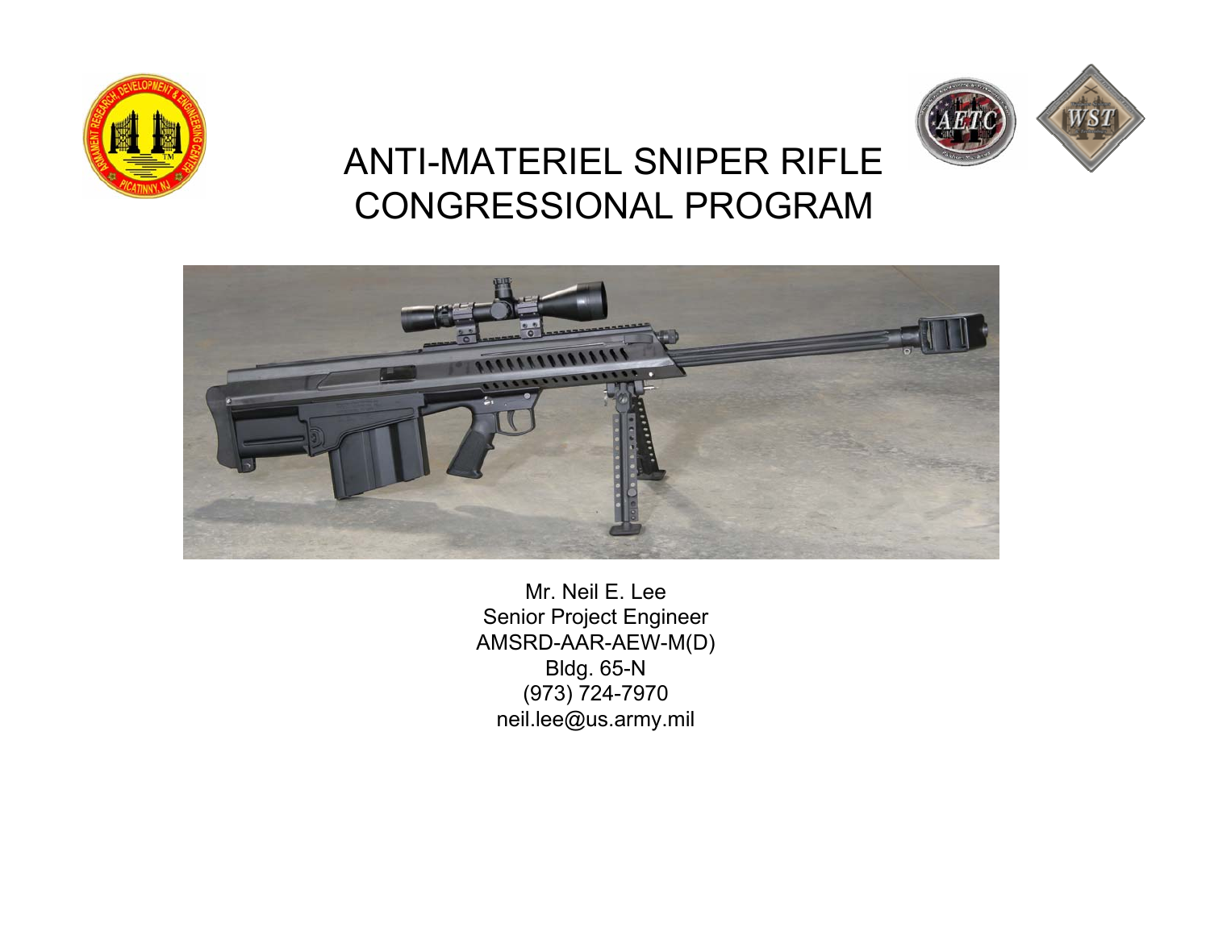# ANTI-MATERIEL SNIPER RIFLE CONGRESSIONAL PROGRAM

Mr. Neil E. Lee
Senior Project Engineer
AMSRD-AAR-AEW-M(D)
Bldg. 65-N
(973) 724-7970
neil.lee@us.army.mil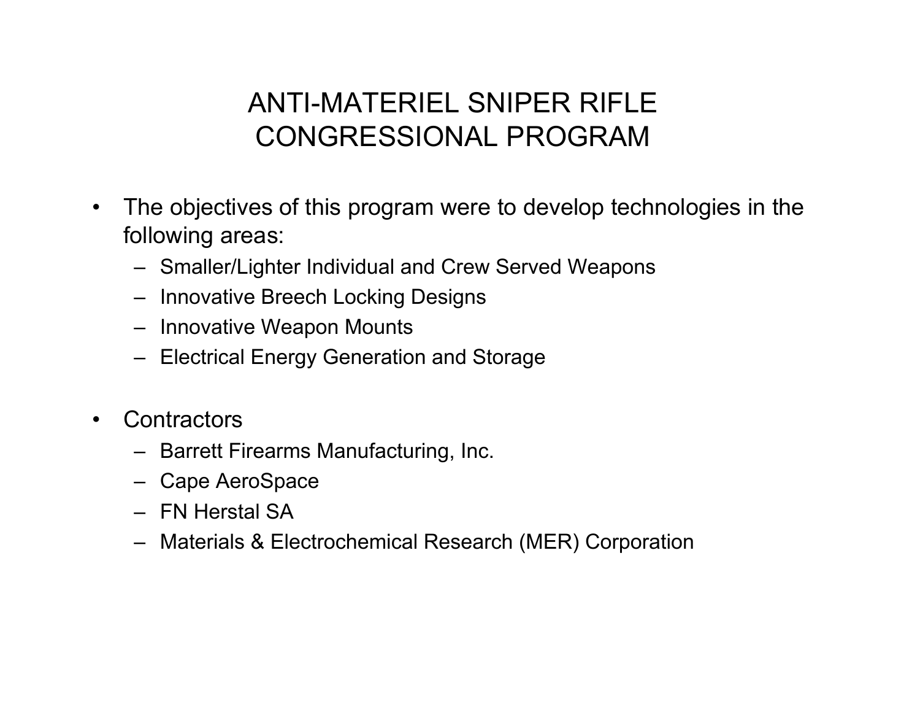# ANTI-MATERIEL SNIPER RIFLE CONGRESSIONAL PROGRAM

- The objectives of this program were to develop technologies in the following areas:
  - Smaller/Lighter Individual and Crew Served Weapons
  - Innovative Breech Locking Designs
  - Innovative Weapon Mounts
  - Electrical Energy Generation and Storage

- Contractors
  - Barrett Firearms Manufacturing, Inc.
  - Cape AeroSpace
  - FN Herstal SA
  - Materials & Electrochemical Research (MER) Corporation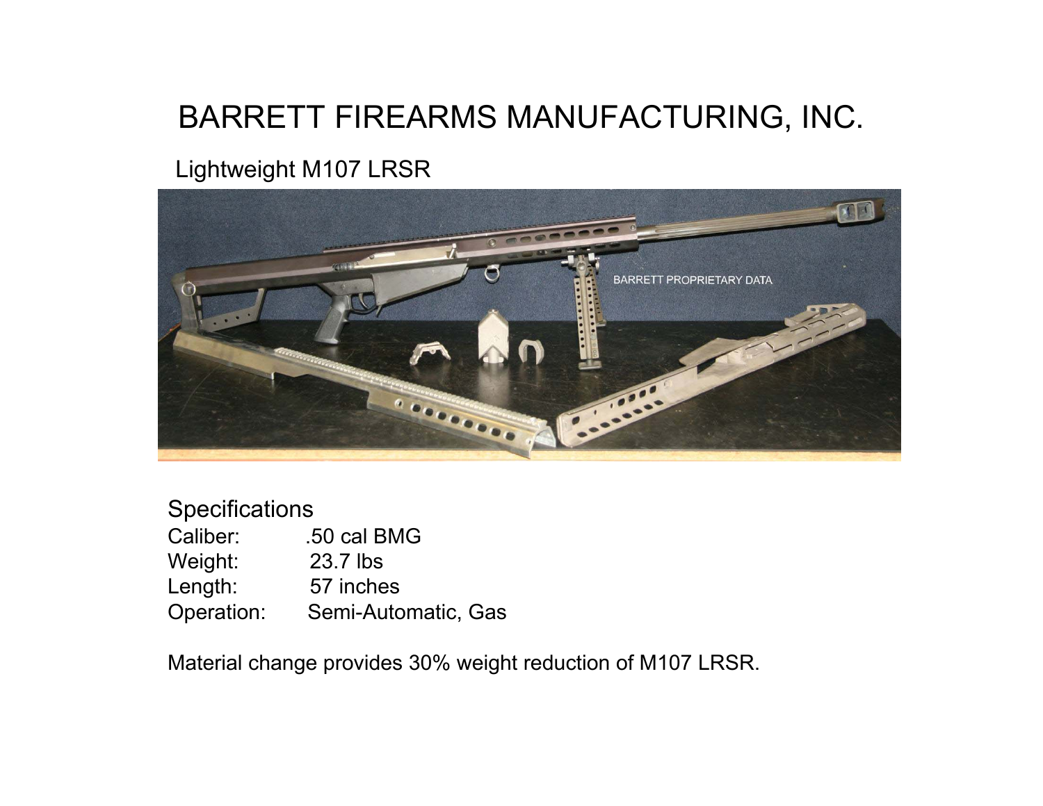# BARRETT FIREARMS MANUFACTURING, INC.

Lightweight M107 LRSR

Specifications

| | |
|---|---|
| Caliber: | .50 cal BMG |
| Weight: | 23.7 lbs |
| Length: | 57 inches |
| Operation: | Semi-Automatic, Gas |

Material change provides 30% weight reduction of M107 LRSR.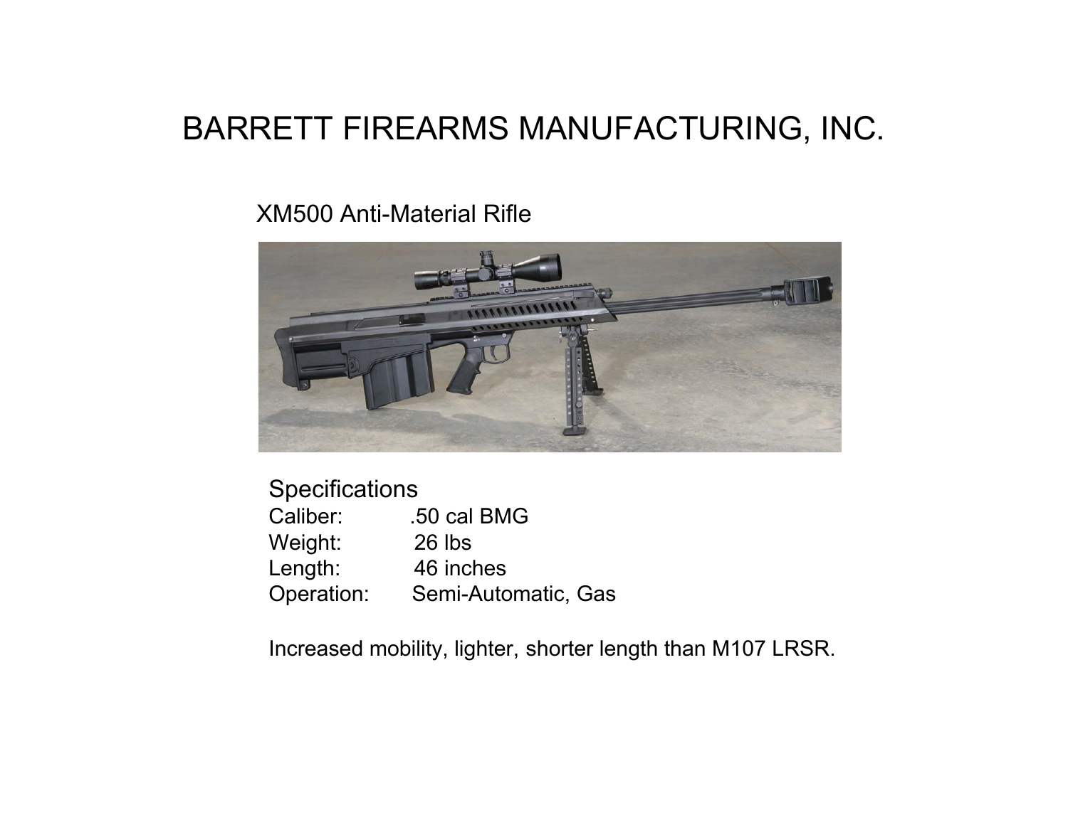# BARRETT FIREARMS MANUFACTURING, INC.

## XM500 Anti-Material Rifle

Specifications

| | |
|---|---|
| Caliber: | .50 cal BMG |
| Weight: | 26 lbs |
| Length: | 46 inches |
| Operation: | Semi-Automatic, Gas |

Increased mobility, lighter, shorter length than M107 LRSR.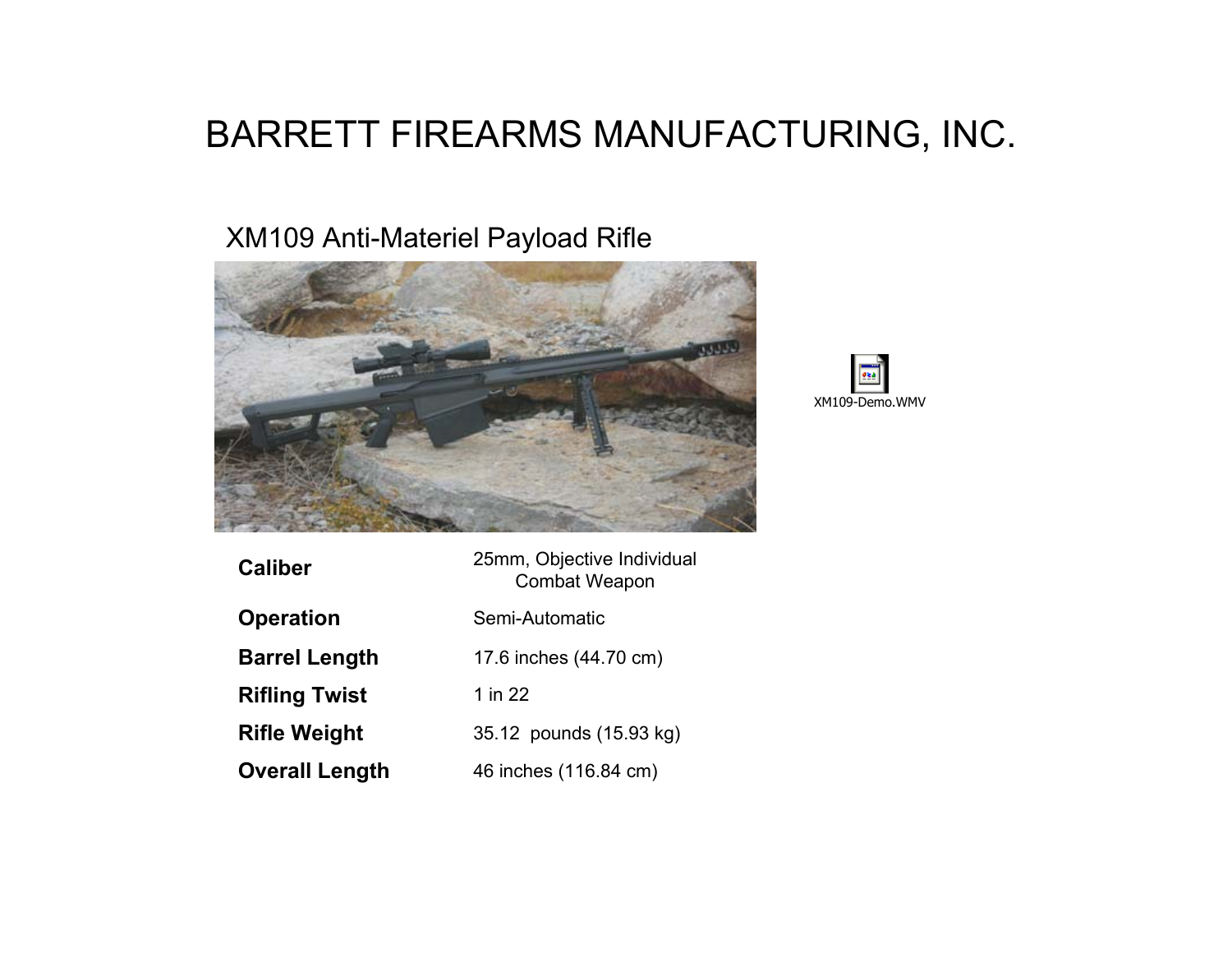# BARRETT FIREARMS MANUFACTURING, INC.

## XM109 Anti-Materiel Payload Rifle

XM109-Demo.WMV

| | |
|---|---|
| **Caliber** | 25mm, Objective Individual Combat Weapon |
| **Operation** | Semi-Automatic |
| **Barrel Length** | 17.6 inches (44.70 cm) |
| **Rifling Twist** | 1 in 22 |
| **Rifle Weight** | 35.12 pounds (15.93 kg) |
| **Overall Length** | 46 inches (116.84 cm) |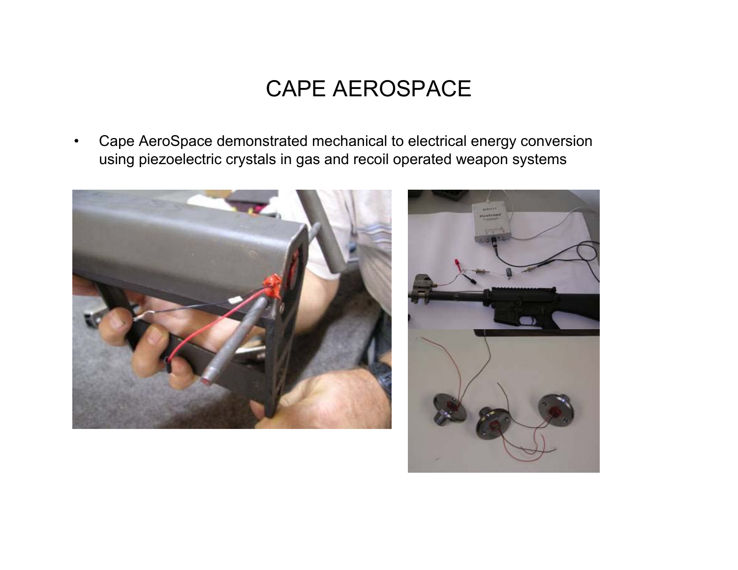# CAPE AEROSPACE

- Cape AeroSpace demonstrated mechanical to electrical energy conversion using piezoelectric crystals in gas and recoil operated weapon systems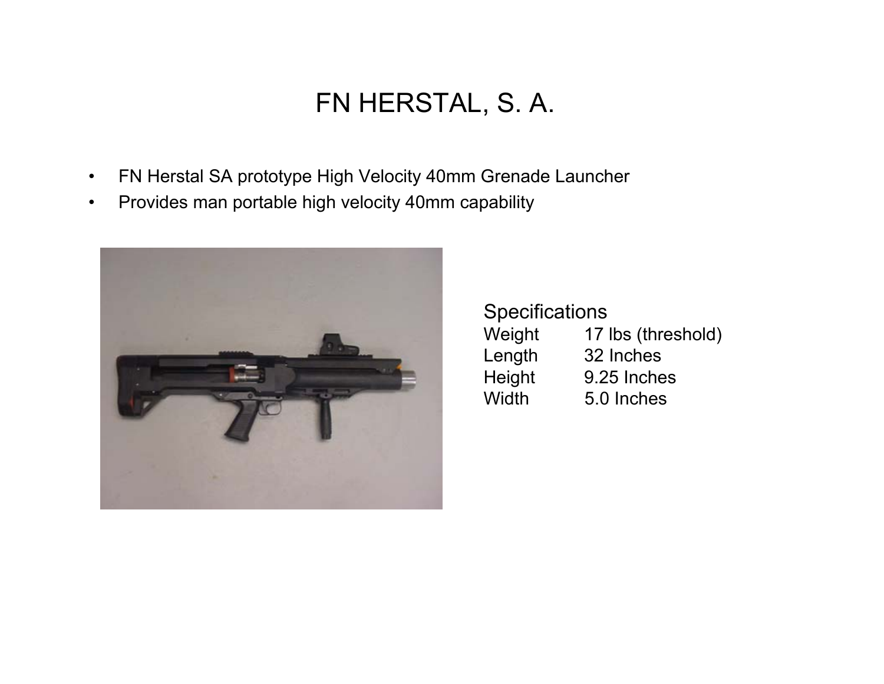# FN HERSTAL, S. A.

- FN Herstal SA prototype High Velocity 40mm Grenade Launcher
- Provides man portable high velocity 40mm capability

Specifications

| | |
|---|---|
| Weight | 17 lbs (threshold) |
| Length | 32 Inches |
| Height | 9.25 Inches |
| Width | 5.0 Inches |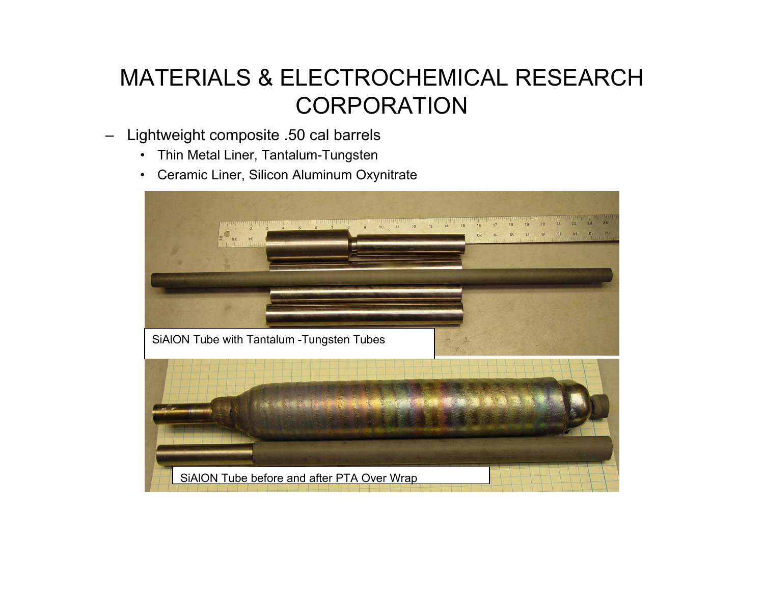# MATERIALS & ELECTROCHEMICAL RESEARCH CORPORATION

- Lightweight composite .50 cal barrels
  - Thin Metal Liner, Tantalum-Tungsten
  - Ceramic Liner, Silicon Aluminum Oxynitrate

SiAlON Tube with Tantalum -Tungsten Tubes

SiAlON Tube before and after PTA Over Wrap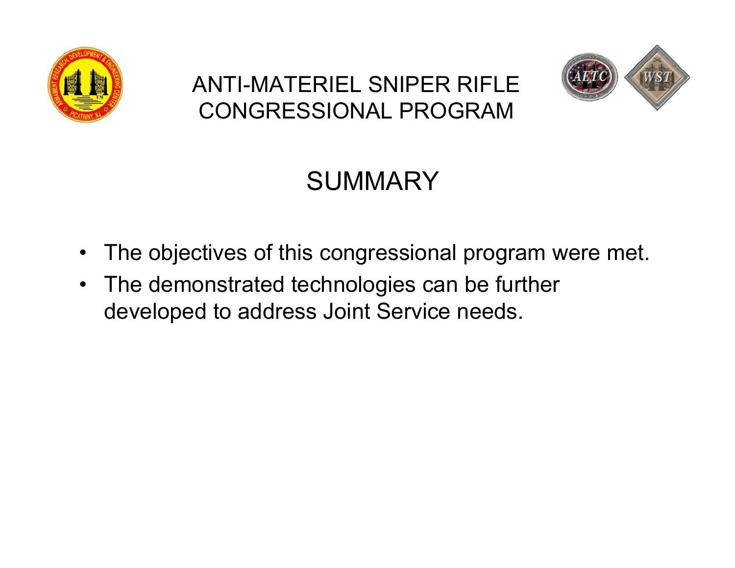# ANTI-MATERIEL SNIPER RIFLE CONGRESSIONAL PROGRAM

## SUMMARY

- The objectives of this congressional program were met.
- The demonstrated technologies can be further developed to address Joint Service needs.